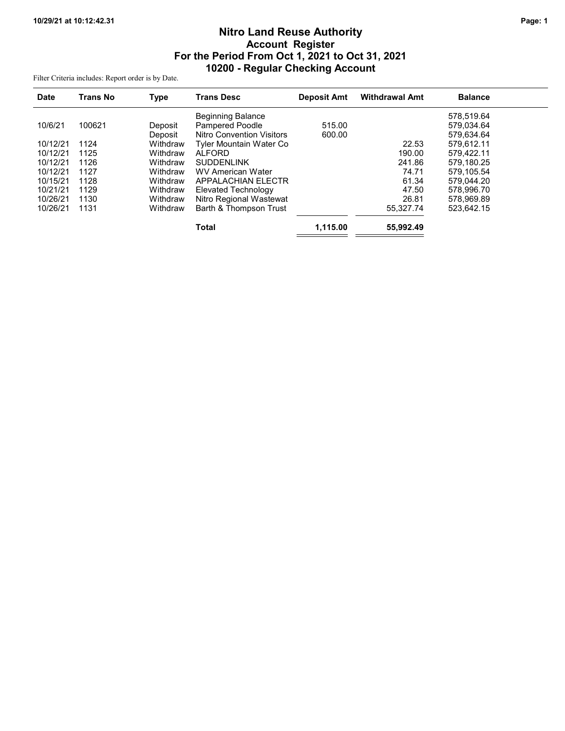# Nitro Land Reuse Authority
## Account Register
## For the Period From Oct 1, 2021 to Oct 31, 2021
## 10200 - Regular Checking Account

Filter Criteria includes: Report order is by Date.

| Date | Trans No | Type | Trans Desc | Deposit Amt | Withdrawal Amt | Balance |
|---|---|---|---|---|---|---|
| | | | Beginning Balance | | | 578,519.64 |
| 10/6/21 | 100621 | Deposit | Pampered Poodle | 515.00 | | 579,034.64 |
| | | Deposit | Nitro Convention Visitors | 600.00 | | 579,634.64 |
| 10/12/21 | 1124 | Withdraw | Tyler Mountain Water Co | | 22.53 | 579,612.11 |
| 10/12/21 | 1125 | Withdraw | ALFORD | | 190.00 | 579,422.11 |
| 10/12/21 | 1126 | Withdraw | SUDDENLINK | | 241.86 | 579,180.25 |
| 10/12/21 | 1127 | Withdraw | WV American Water | | 74.71 | 579,105.54 |
| 10/15/21 | 1128 | Withdraw | APPALACHIAN ELECTR | | 61.34 | 579,044.20 |
| 10/21/21 | 1129 | Withdraw | Elevated Technology | | 47.50 | 578,996.70 |
| 10/26/21 | 1130 | Withdraw | Nitro Regional Wastewat | | 26.81 | 578,969.89 |
| 10/26/21 | 1131 | Withdraw | Barth & Thompson Trust | | 55,327.74 | 523,642.15 |
| | | | **Total** | **1,115.00** | **55,992.49** | |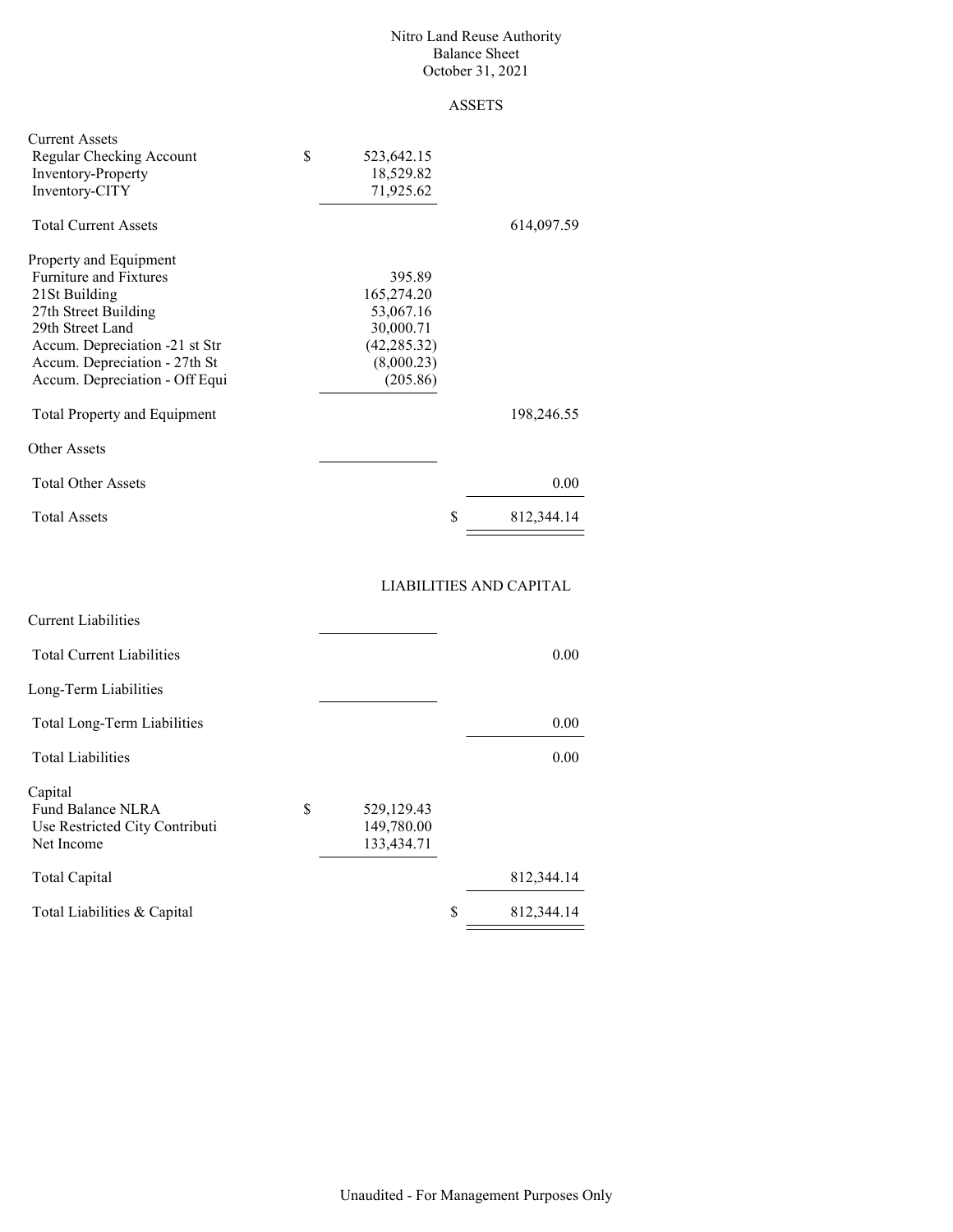# Nitro Land Reuse Authority
## Balance Sheet
### October 31, 2021

**ASSETS**

| | | |
|---|---|---|
| **Current Assets** | | |
| Regular Checking Account | $ 523,642.15 | |
| Inventory-Property | 18,529.82 | |
| Inventory-CITY | 71,925.62 | |
| Total Current Assets | | 614,097.59 |
| **Property and Equipment** | | |
| Furniture and Fixtures | 395.89 | |
| 21St Building | 165,274.20 | |
| 27th Street Building | 53,067.16 | |
| 29th Street Land | 30,000.71 | |
| Accum. Depreciation -21 st Str | (42,285.32) | |
| Accum. Depreciation - 27th St | (8,000.23) | |
| Accum. Depreciation - Off Equi | (205.86) | |
| Total Property and Equipment | | 198,246.55 |
| **Other Assets** | | |
| Total Other Assets | | 0.00 |
| Total Assets | | $ 812,344.14 |

**LIABILITIES AND CAPITAL**

| | | |
|---|---|---|
| **Current Liabilities** | | |
| Total Current Liabilities | | 0.00 |
| **Long-Term Liabilities** | | |
| Total Long-Term Liabilities | | 0.00 |
| Total Liabilities | | 0.00 |
| **Capital** | | |
| Fund Balance NLRA | $ 529,129.43 | |
| Use Restricted City Contributi | 149,780.00 | |
| Net Income | 133,434.71 | |
| Total Capital | | 812,344.14 |
| Total Liabilities & Capital | | $ 812,344.14 |

Unaudited - For Management Purposes Only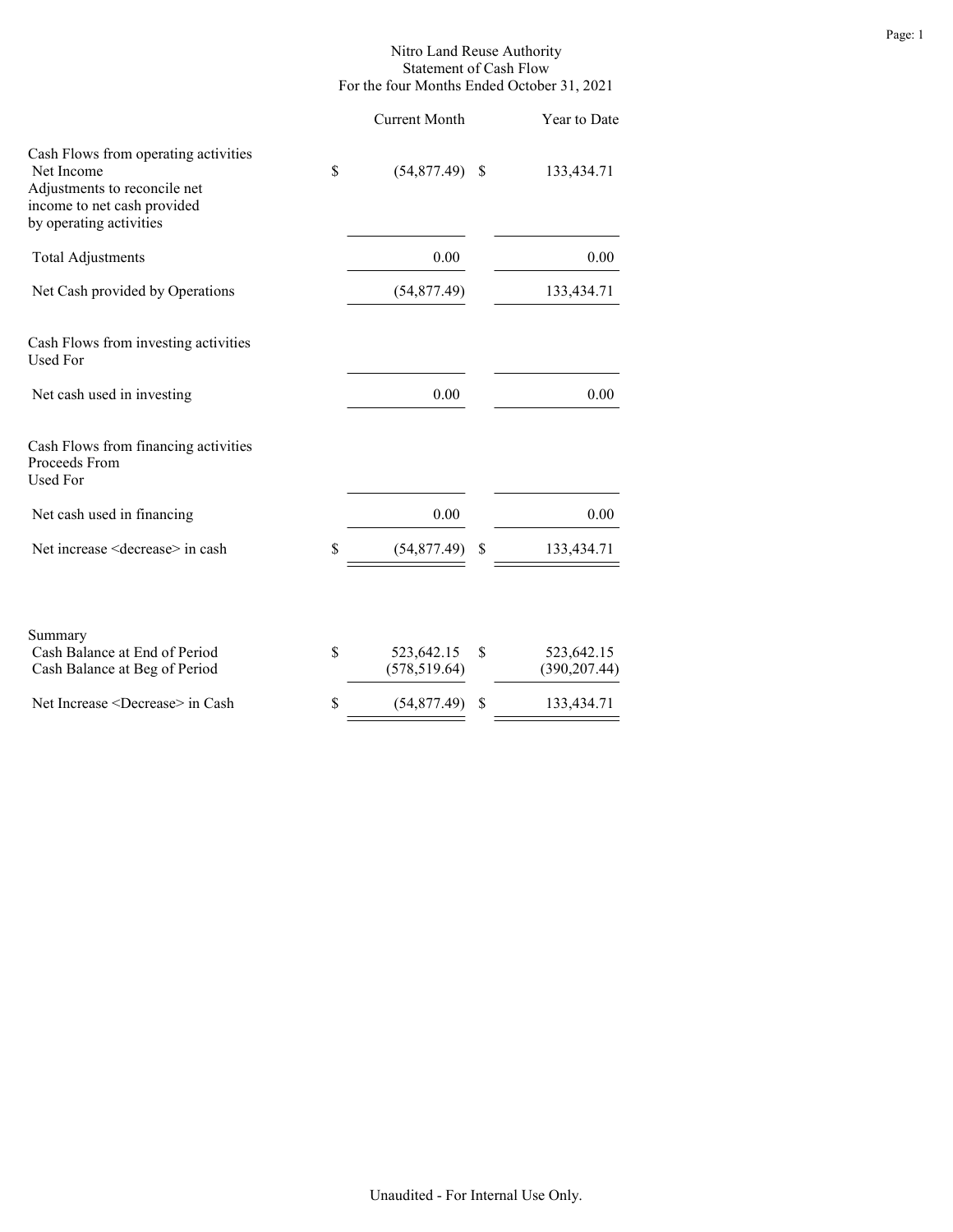# Nitro Land Reuse Authority
## Statement of Cash Flow
### For the four Months Ended October 31, 2021

| | | Current Month | | Year to Date |
|---|---|---|---|---|
| Cash Flows from operating activities | | | | |
| Net Income | $ | (54,877.49) | $ | 133,434.71 |
| Adjustments to reconcile net income to net cash provided by operating activities | | | | |
| Total Adjustments | | 0.00 | | 0.00 |
| Net Cash provided by Operations | | (54,877.49) | | 133,434.71 |
| Cash Flows from investing activities | | | | |
| Used For | | | | |
| Net cash used in investing | | 0.00 | | 0.00 |
| Cash Flows from financing activities | | | | |
| Proceeds From | | | | |
| Used For | | | | |
| Net cash used in financing | | 0.00 | | 0.00 |
| Net increase <decrease> in cash | $ | (54,877.49) | $ | 133,434.71 |

| | | Current Month | | Year to Date |
|---|---|---|---|---|
| Summary | | | | |
| Cash Balance at End of Period | $ | 523,642.15 | $ | 523,642.15 |
| Cash Balance at Beg of Period | | (578,519.64) | | (390,207.44) |
| Net Increase <Decrease> in Cash | $ | (54,877.49) | $ | 133,434.71 |

Unaudited - For Internal Use Only.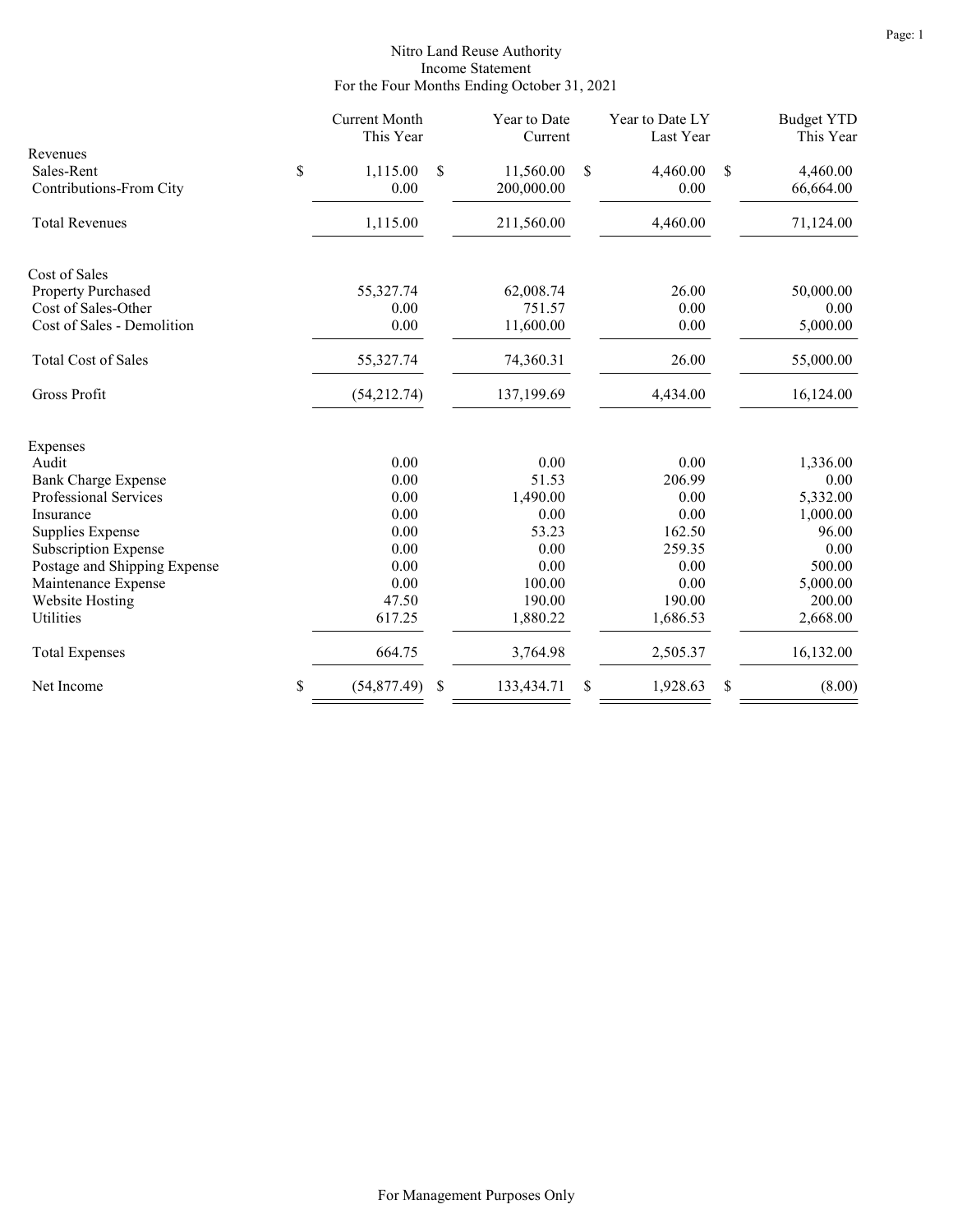Nitro Land Reuse Authority
Income Statement
For the Four Months Ending October 31, 2021

| | Current Month This Year | Year to Date Current | Year to Date LY Last Year | Budget YTD This Year |
|---|---|---|---|---|
| **Revenues** | | | | |
| Sales-Rent | $ 1,115.00 | $ 11,560.00 | $ 4,460.00 | $ 4,460.00 |
| Contributions-From City | 0.00 | 200,000.00 | 0.00 | 66,664.00 |
| Total Revenues | 1,115.00 | 211,560.00 | 4,460.00 | 71,124.00 |
| **Cost of Sales** | | | | |
| Property Purchased | 55,327.74 | 62,008.74 | 26.00 | 50,000.00 |
| Cost of Sales-Other | 0.00 | 751.57 | 0.00 | 0.00 |
| Cost of Sales - Demolition | 0.00 | 11,600.00 | 0.00 | 5,000.00 |
| Total Cost of Sales | 55,327.74 | 74,360.31 | 26.00 | 55,000.00 |
| Gross Profit | (54,212.74) | 137,199.69 | 4,434.00 | 16,124.00 |
| **Expenses** | | | | |
| Audit | 0.00 | 0.00 | 0.00 | 1,336.00 |
| Bank Charge Expense | 0.00 | 51.53 | 206.99 | 0.00 |
| Professional Services | 0.00 | 1,490.00 | 0.00 | 5,332.00 |
| Insurance | 0.00 | 0.00 | 0.00 | 1,000.00 |
| Supplies Expense | 0.00 | 53.23 | 162.50 | 96.00 |
| Subscription Expense | 0.00 | 0.00 | 259.35 | 0.00 |
| Postage and Shipping Expense | 0.00 | 0.00 | 0.00 | 500.00 |
| Maintenance Expense | 0.00 | 100.00 | 0.00 | 5,000.00 |
| Website Hosting | 47.50 | 190.00 | 190.00 | 200.00 |
| Utilities | 617.25 | 1,880.22 | 1,686.53 | 2,668.00 |
| Total Expenses | 664.75 | 3,764.98 | 2,505.37 | 16,132.00 |
| Net Income | $ (54,877.49) | $ 133,434.71 | $ 1,928.63 | $ (8.00) |

For Management Purposes Only